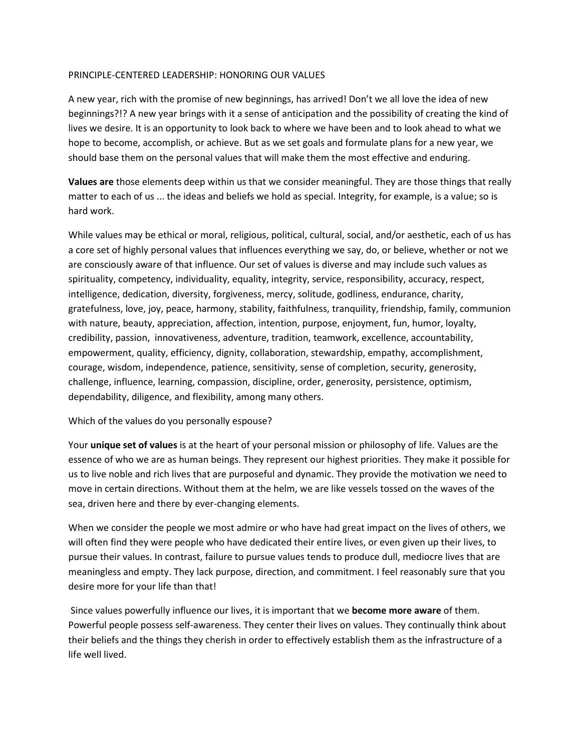# PRINCIPLE-CENTERED LEADERSHIP: HONORING OUR VALUES

A new year, rich with the promise of new beginnings, has arrived! Don't we all love the idea of new beginnings?!? A new year brings with it a sense of anticipation and the possibility of creating the kind of lives we desire. It is an opportunity to look back to where we have been and to look ahead to what we hope to become, accomplish, or achieve. But as we set goals and formulate plans for a new year, we should base them on the personal values that will make them the most effective and enduring.

**Values are** those elements deep within us that we consider meaningful. They are those things that really matter to each of us ... the ideas and beliefs we hold as special. Integrity, for example, is a value; so is hard work.

While values may be ethical or moral, religious, political, cultural, social, and/or aesthetic, each of us has a core set of highly personal values that influences everything we say, do, or believe, whether or not we are consciously aware of that influence. Our set of values is diverse and may include such values as spirituality, competency, individuality, equality, integrity, service, responsibility, accuracy, respect, intelligence, dedication, diversity, forgiveness, mercy, solitude, godliness, endurance, charity, gratefulness, love, joy, peace, harmony, stability, faithfulness, tranquility, friendship, family, communion with nature, beauty, appreciation, affection, intention, purpose, enjoyment, fun, humor, loyalty, credibility, passion, innovativeness, adventure, tradition, teamwork, excellence, accountability, empowerment, quality, efficiency, dignity, collaboration, stewardship, empathy, accomplishment, courage, wisdom, independence, patience, sensitivity, sense of completion, security, generosity, challenge, influence, learning, compassion, discipline, order, generosity, persistence, optimism, dependability, diligence, and flexibility, among many others.

Which of the values do you personally espouse?

Your **unique set of values** is at the heart of your personal mission or philosophy of life. Values are the essence of who we are as human beings. They represent our highest priorities. They make it possible for us to live noble and rich lives that are purposeful and dynamic. They provide the motivation we need to move in certain directions. Without them at the helm, we are like vessels tossed on the waves of the sea, driven here and there by ever-changing elements.

When we consider the people we most admire or who have had great impact on the lives of others, we will often find they were people who have dedicated their entire lives, or even given up their lives, to pursue their values. In contrast, failure to pursue values tends to produce dull, mediocre lives that are meaningless and empty. They lack purpose, direction, and commitment. I feel reasonably sure that you desire more for your life than that!

Since values powerfully influence our lives, it is important that we **become more aware** of them. Powerful people possess self-awareness. They center their lives on values. They continually think about their beliefs and the things they cherish in order to effectively establish them as the infrastructure of a life well lived.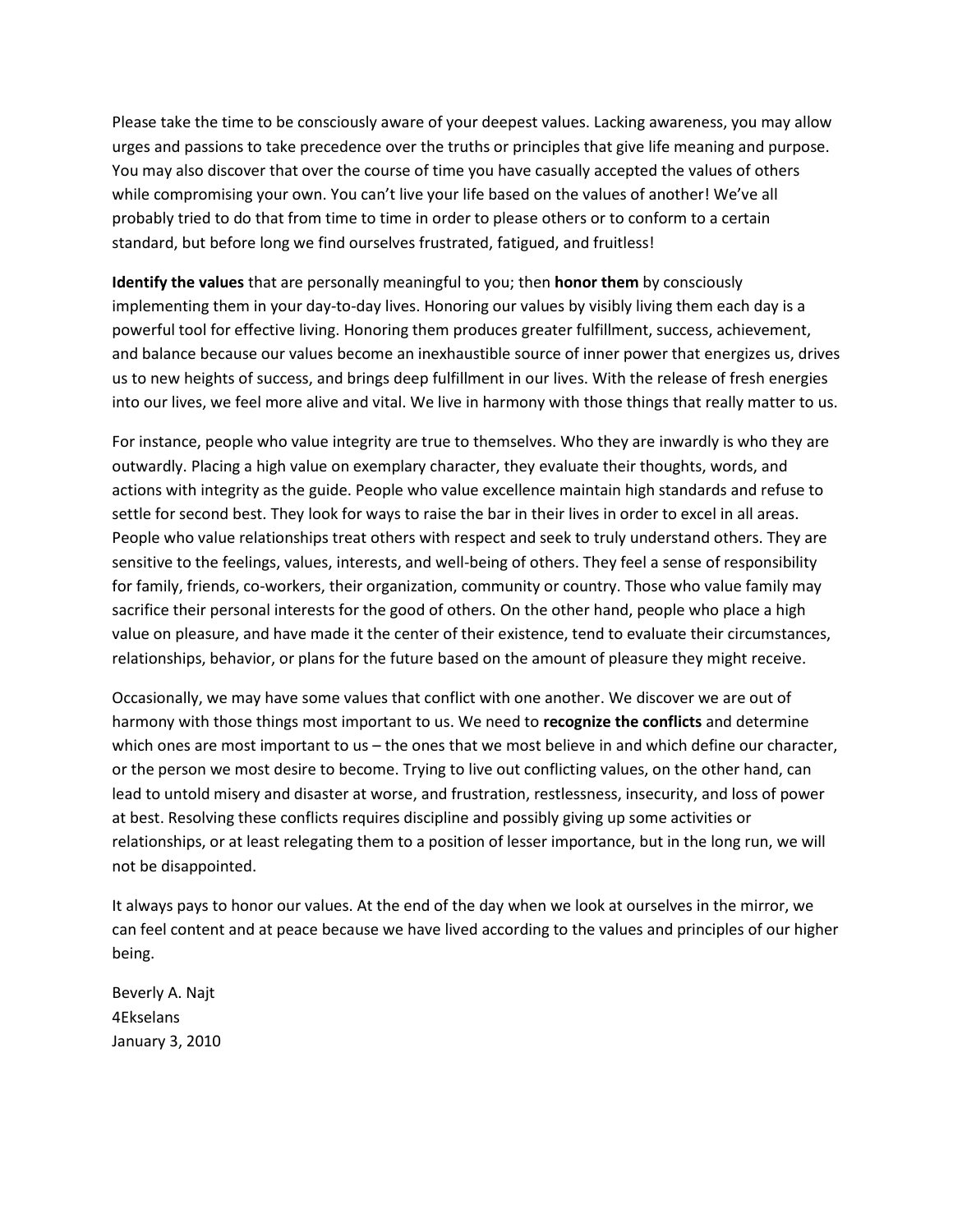Please take the time to be consciously aware of your deepest values. Lacking awareness, you may allow urges and passions to take precedence over the truths or principles that give life meaning and purpose. You may also discover that over the course of time you have casually accepted the values of others while compromising your own. You can't live your life based on the values of another! We've all probably tried to do that from time to time in order to please others or to conform to a certain standard, but before long we find ourselves frustrated, fatigued, and fruitless!

**Identify the values** that are personally meaningful to you; then **honor them** by consciously implementing them in your day-to-day lives. Honoring our values by visibly living them each day is a powerful tool for effective living. Honoring them produces greater fulfillment, success, achievement, and balance because our values become an inexhaustible source of inner power that energizes us, drives us to new heights of success, and brings deep fulfillment in our lives. With the release of fresh energies into our lives, we feel more alive and vital. We live in harmony with those things that really matter to us.

For instance, people who value integrity are true to themselves. Who they are inwardly is who they are outwardly. Placing a high value on exemplary character, they evaluate their thoughts, words, and actions with integrity as the guide. People who value excellence maintain high standards and refuse to settle for second best. They look for ways to raise the bar in their lives in order to excel in all areas. People who value relationships treat others with respect and seek to truly understand others. They are sensitive to the feelings, values, interests, and well-being of others. They feel a sense of responsibility for family, friends, co-workers, their organization, community or country. Those who value family may sacrifice their personal interests for the good of others. On the other hand, people who place a high value on pleasure, and have made it the center of their existence, tend to evaluate their circumstances, relationships, behavior, or plans for the future based on the amount of pleasure they might receive.

Occasionally, we may have some values that conflict with one another. We discover we are out of harmony with those things most important to us. We need to **recognize the conflicts** and determine which ones are most important to us – the ones that we most believe in and which define our character, or the person we most desire to become. Trying to live out conflicting values, on the other hand, can lead to untold misery and disaster at worse, and frustration, restlessness, insecurity, and loss of power at best. Resolving these conflicts requires discipline and possibly giving up some activities or relationships, or at least relegating them to a position of lesser importance, but in the long run, we will not be disappointed.

It always pays to honor our values. At the end of the day when we look at ourselves in the mirror, we can feel content and at peace because we have lived according to the values and principles of our higher being.

Beverly A. Najt
4Ekselans
January 3, 2010